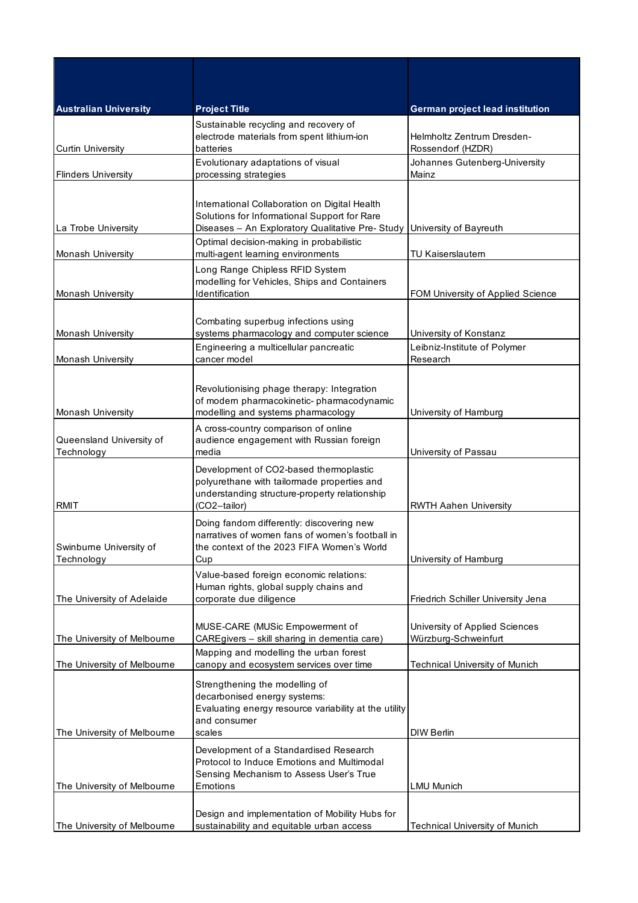| Australian University | Project Title | German project lead institution |
| --- | --- | --- |
| Curtin University | Sustainable recycling and recovery of electrode materials from spent lithium-ion batteries | Helmholtz Zentrum Dresden-Rossendorf (HZDR) |
| Flinders University | Evolutionary adaptations of visual processing strategies | Johannes Gutenberg-University Mainz |
| La Trobe University | International Collaboration on Digital Health Solutions for Informational Support for Rare Diseases – An Exploratory Qualitative Pre- Study | University of Bayreuth |
| Monash University | Optimal decision-making in probabilistic multi-agent learning environments | TU Kaiserslautern |
| Monash University | Long Range Chipless RFID System modelling for Vehicles, Ships and Containers Identification | FOM University of Applied Science |
| Monash University | Combating superbug infections using systems pharmacology and computer science | University of Konstanz |
| Monash University | Engineering a multicellular pancreatic cancer model | Leibniz-Institute of Polymer Research |
| Monash University | Revolutionising phage therapy: Integration of modern pharmacokinetic- pharmacodynamic modelling and systems pharmacology | University of Hamburg |
| Queensland University of Technology | A cross-country comparison of online audience engagement with Russian foreign media | University of Passau |
| RMIT | Development of CO2-based thermoplastic polyurethane with tailormade properties and understanding structure-property relationship (CO2–tailor) | RWTH Aahen University |
| Swinburne University of Technology | Doing fandom differently: discovering new narratives of women fans of women's football in the context of the 2023 FIFA Women's World Cup | University of Hamburg |
| The University of Adelaide | Value-based foreign economic relations: Human rights, global supply chains and corporate due diligence | Friedrich Schiller University Jena |
| The University of Melbourne | MUSE-CARE (MUSic Empowerment of CAREgivers – skill sharing in dementia care) | University of Applied Sciences Würzburg-Schweinfurt |
| The University of Melbourne | Mapping and modelling the urban forest canopy and ecosystem services over time | Technical University of Munich |
| The University of Melbourne | Strengthening the modelling of decarbonised energy systems: Evaluating energy resource variability at the utility and consumer scales | DIW Berlin |
| The University of Melbourne | Development of a Standardised Research Protocol to Induce Emotions and Multimodal Sensing Mechanism to Assess User's True Emotions | LMU Munich |
| The University of Melbourne | Design and implementation of Mobility Hubs for sustainability and equitable urban access | Technical University of Munich |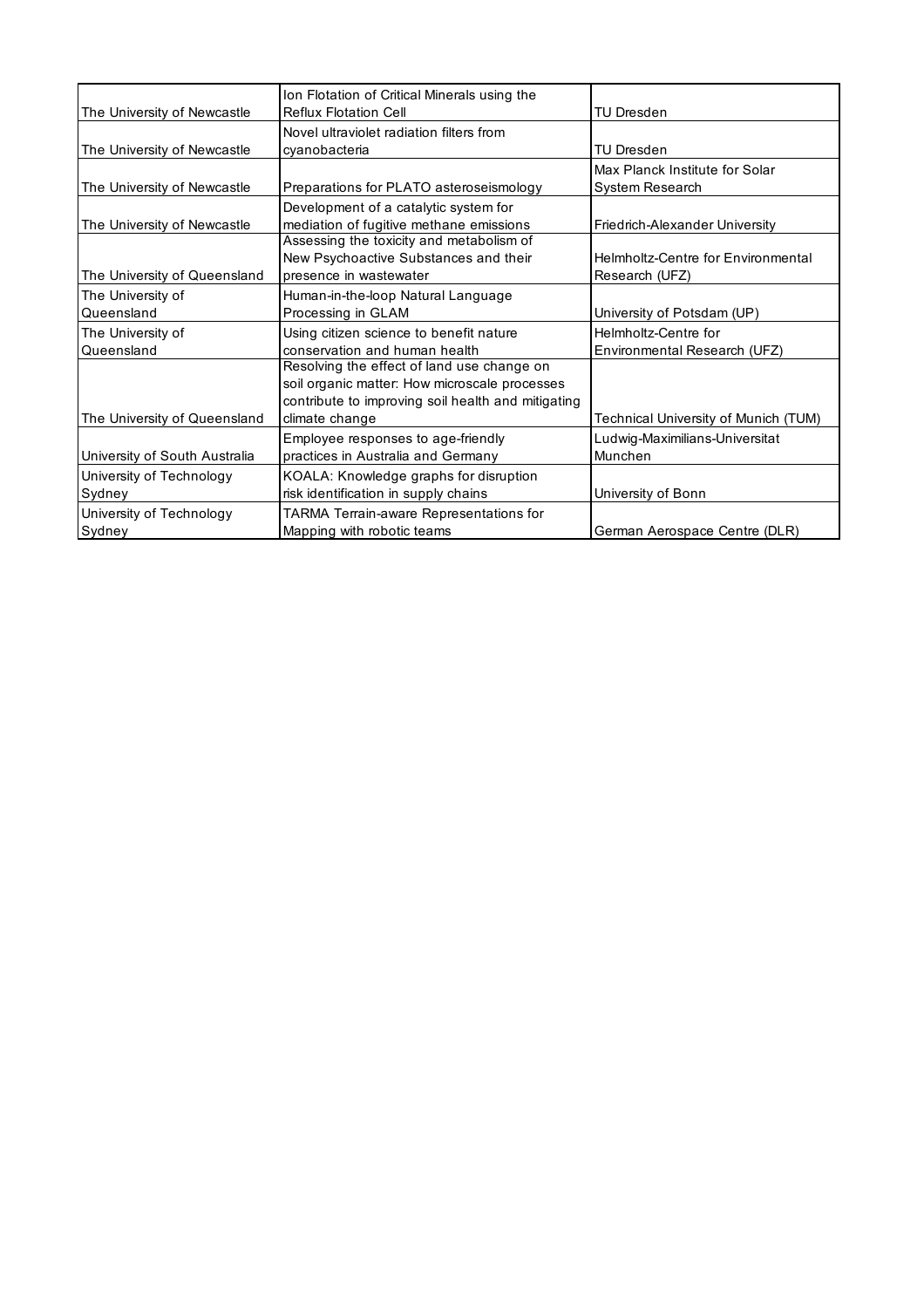| | | |
|---|---|---|
| The University of Newcastle | Ion Flotation of Critical Minerals using the Reflux Flotation Cell | TU Dresden |
| The University of Newcastle | Novel ultraviolet radiation filters from cyanobacteria | TU Dresden |
| The University of Newcastle | Preparations for PLATO asteroseismology | Max Planck Institute for Solar System Research |
| The University of Newcastle | Development of a catalytic system for mediation of fugitive methane emissions | Friedrich-Alexander University |
| The University of Queensland | Assessing the toxicity and metabolism of New Psychoactive Substances and their presence in wastewater | Helmholtz-Centre for Environmental Research (UFZ) |
| The University of Queensland | Human-in-the-loop Natural Language Processing in GLAM | University of Potsdam (UP) |
| The University of Queensland | Using citizen science to benefit nature conservation and human health | Helmholtz-Centre for Environmental Research (UFZ) |
| The University of Queensland | Resolving the effect of land use change on soil organic matter: How microscale processes contribute to improving soil health and mitigating climate change | Technical University of Munich (TUM) |
| University of South Australia | Employee responses to age-friendly practices in Australia and Germany | Ludwig-Maximilians-Universitat Munchen |
| University of Technology Sydney | KOALA: Knowledge graphs for disruption risk identification in supply chains | University of Bonn |
| University of Technology Sydney | TARMA Terrain-aware Representations for Mapping with robotic teams | German Aerospace Centre (DLR) |